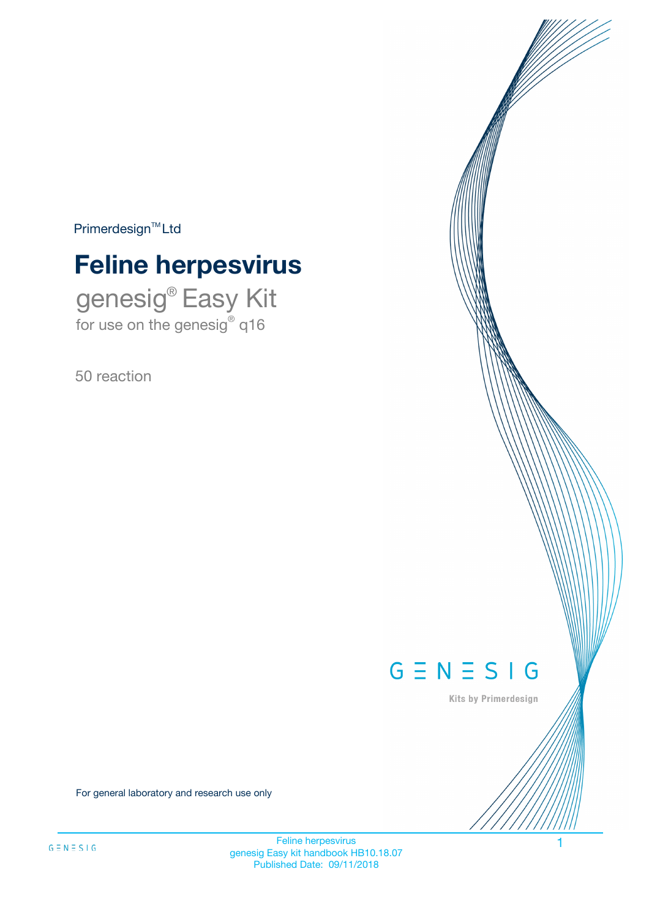Primerdesign™ Ltd

# Feline herpesvirus

genesig® Easy Kit

for use on the genesig® q16

50 reaction

GENESIG

Kits by Primerdesign

For general laboratory and research use only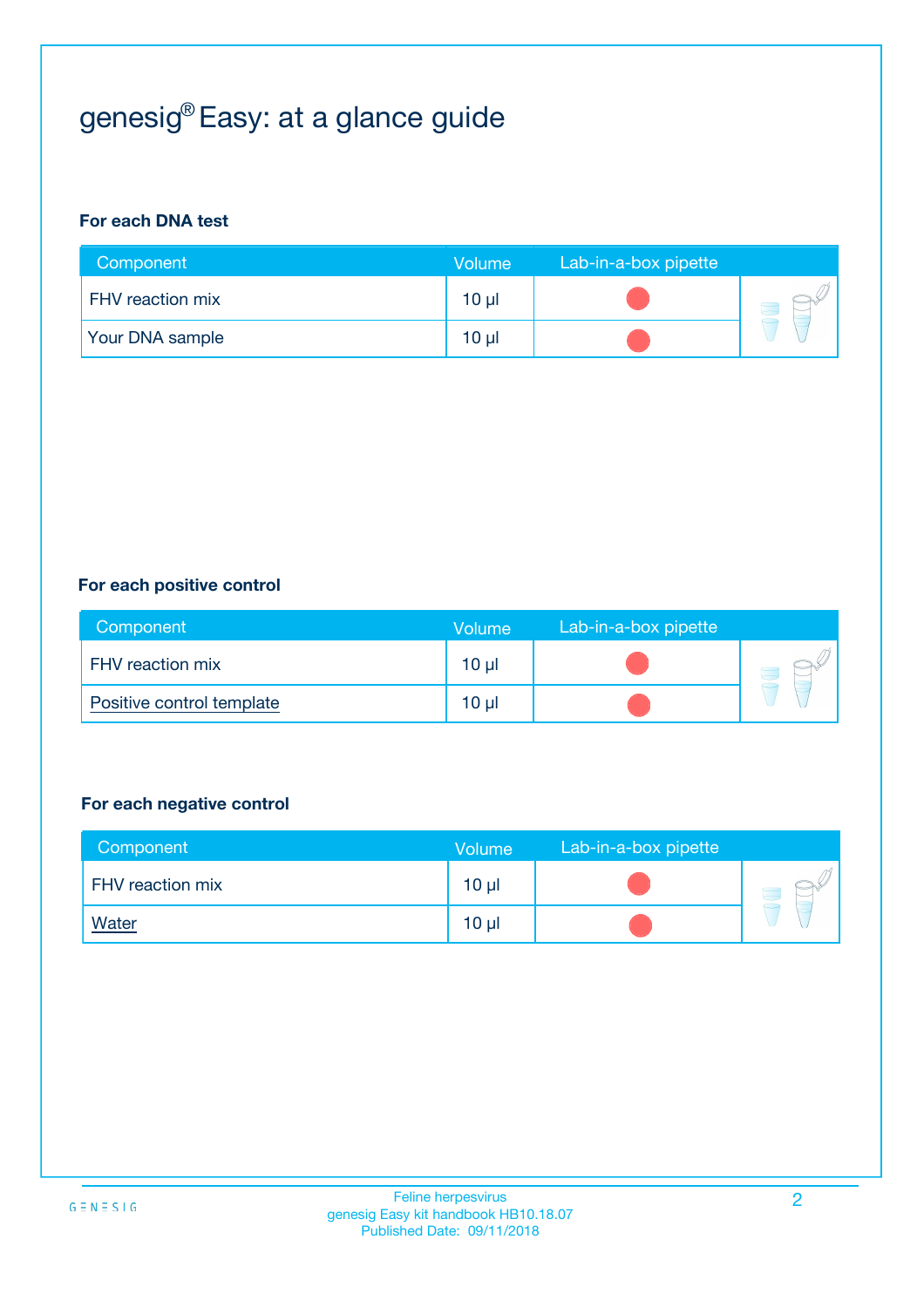# genesig® Easy: at a glance guide

**For each DNA test**

| Component | Volume | Lab-in-a-box pipette |
|---|---|---|
| FHV reaction mix | 10 µl | |
| Your DNA sample | 10 µl | |

**For each positive control**

| Component | Volume | Lab-in-a-box pipette |
|---|---|---|
| FHV reaction mix | 10 µl | |
| Positive control template | 10 µl | |

**For each negative control**

| Component | Volume | Lab-in-a-box pipette |
|---|---|---|
| FHV reaction mix | 10 µl | |
| Water | 10 µl | |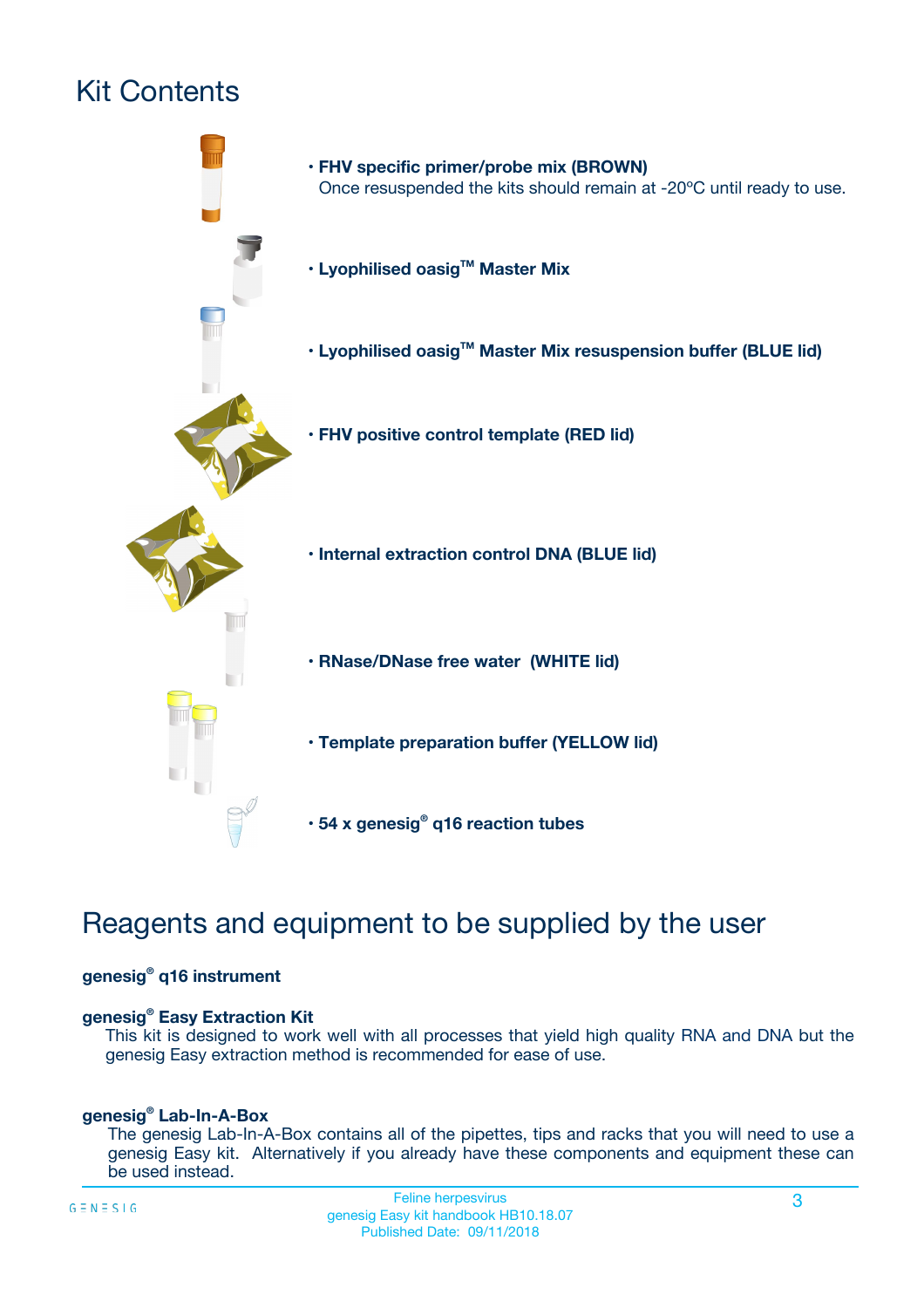# Kit Contents

- **FHV specific primer/probe mix (BROWN)**
  Once resuspended the kits should remain at -20ºC until ready to use.
- **Lyophilised oasig™ Master Mix**
- **Lyophilised oasig™ Master Mix resuspension buffer (BLUE lid)**
- **FHV positive control template (RED lid)**
- **Internal extraction control DNA (BLUE lid)**
- **RNase/DNase free water (WHITE lid)**
- **Template preparation buffer (YELLOW lid)**
- **54 x genesig® q16 reaction tubes**

# Reagents and equipment to be supplied by the user

**genesig® q16 instrument**

**genesig® Easy Extraction Kit**
This kit is designed to work well with all processes that yield high quality RNA and DNA but the genesig Easy extraction method is recommended for ease of use.

**genesig® Lab-In-A-Box**
The genesig Lab-In-A-Box contains all of the pipettes, tips and racks that you will need to use a genesig Easy kit. Alternatively if you already have these components and equipment these can be used instead.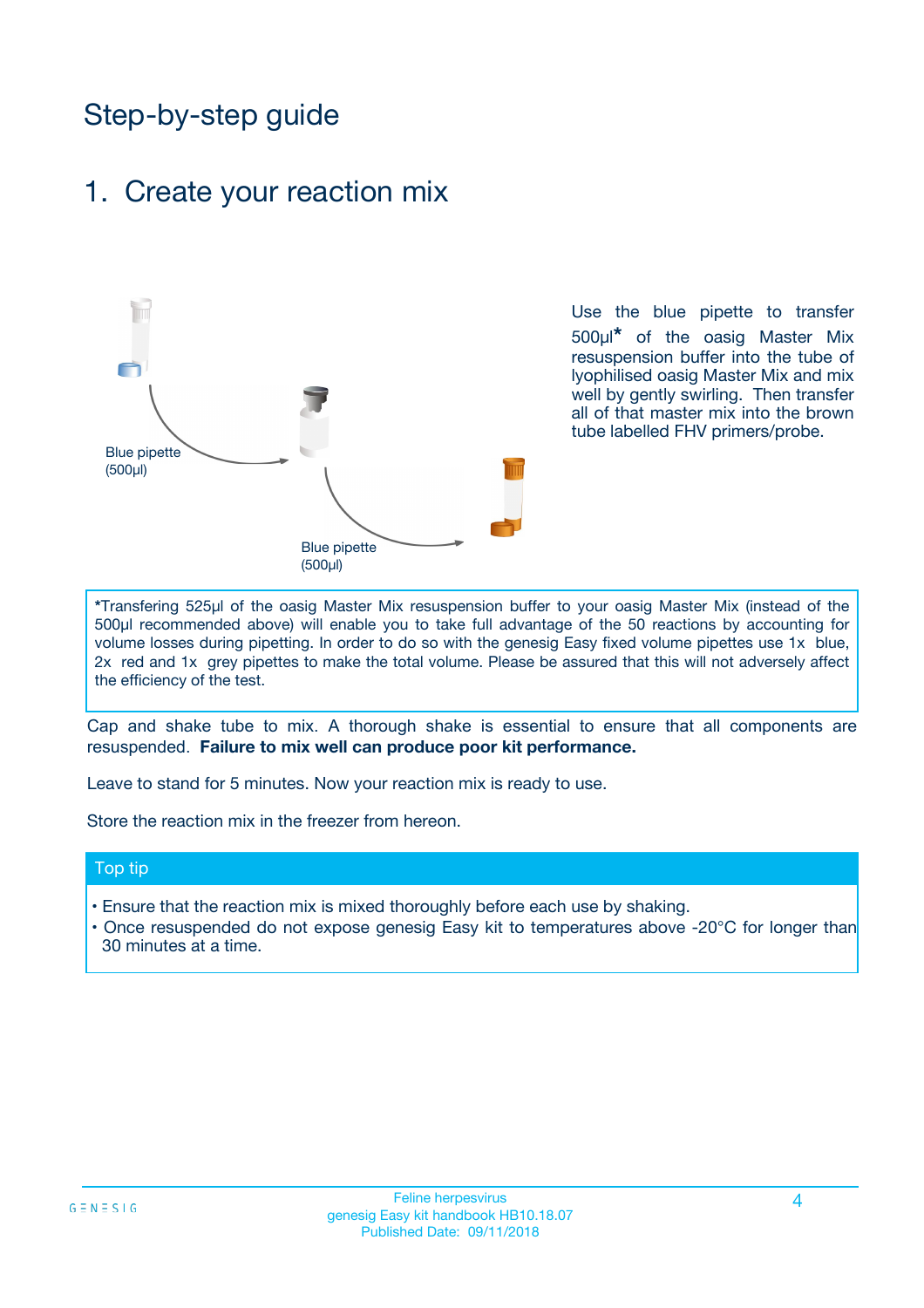# Step-by-step guide

## 1. Create your reaction mix

Blue pipette (500µl)

Blue pipette (500µl)

Use the blue pipette to transfer 500µl* of the oasig Master Mix resuspension buffer into the tube of lyophilised oasig Master Mix and mix well by gently swirling. Then transfer all of that master mix into the brown tube labelled FHV primers/probe.

*Transfering 525µl of the oasig Master Mix resuspension buffer to your oasig Master Mix (instead of the 500µl recommended above) will enable you to take full advantage of the 50 reactions by accounting for volume losses during pipetting. In order to do so with the genesig Easy fixed volume pipettes use 1x blue, 2x red and 1x grey pipettes to make the total volume. Please be assured that this will not adversely affect the efficiency of the test.

Cap and shake tube to mix. A thorough shake is essential to ensure that all components are resuspended. **Failure to mix well can produce poor kit performance.**

Leave to stand for 5 minutes. Now your reaction mix is ready to use.

Store the reaction mix in the freezer from hereon.

**Top tip**

- Ensure that the reaction mix is mixed thoroughly before each use by shaking.
- Once resuspended do not expose genesig Easy kit to temperatures above -20°C for longer than 30 minutes at a time.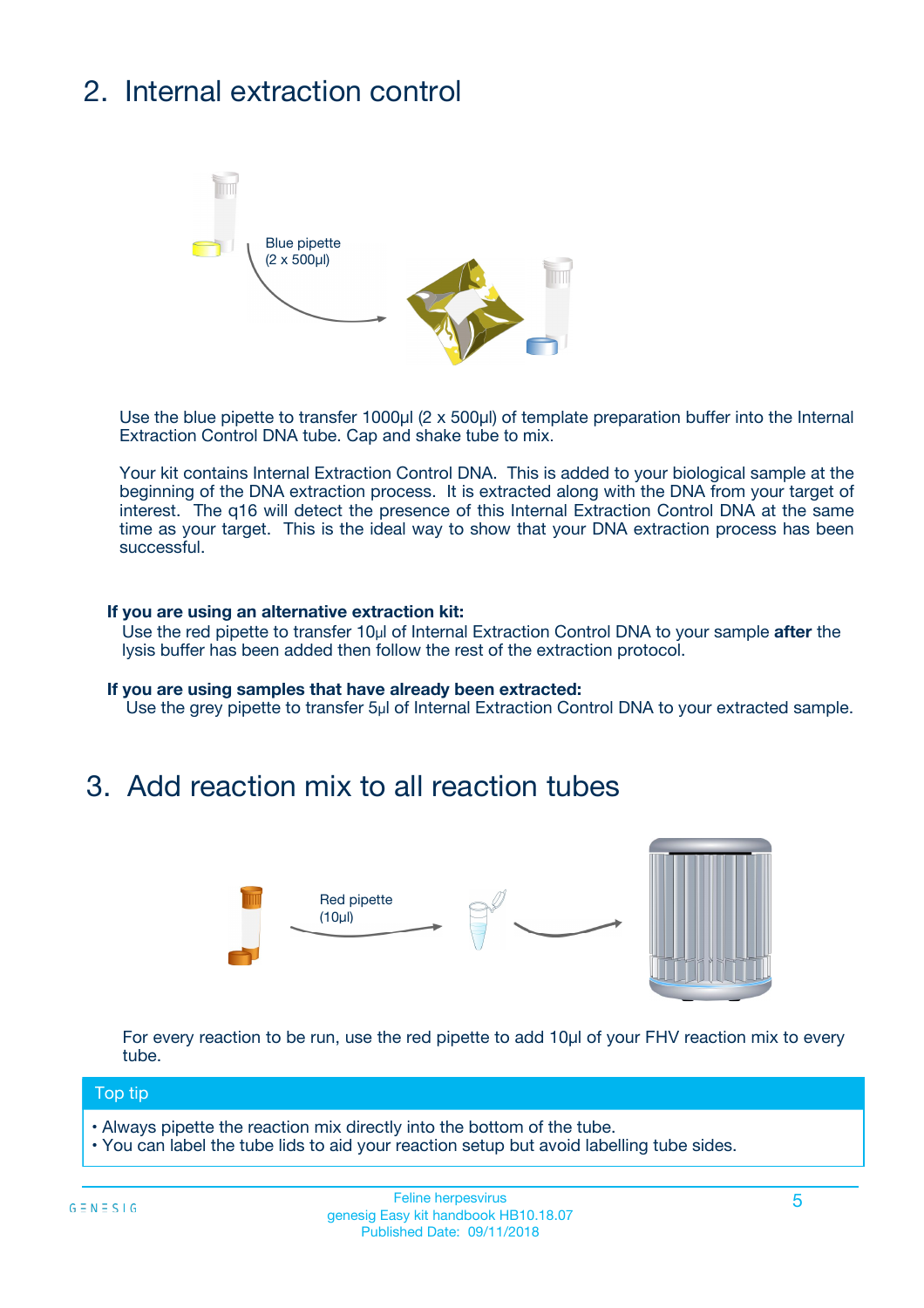## 2. Internal extraction control

Blue pipette
(2 x 500µl)

Use the blue pipette to transfer 1000µl (2 x 500µl) of template preparation buffer into the Internal Extraction Control DNA tube. Cap and shake tube to mix.

Your kit contains Internal Extraction Control DNA. This is added to your biological sample at the beginning of the DNA extraction process. It is extracted along with the DNA from your target of interest. The q16 will detect the presence of this Internal Extraction Control DNA at the same time as your target. This is the ideal way to show that your DNA extraction process has been successful.

**If you are using an alternative extraction kit:**
Use the red pipette to transfer 10µl of Internal Extraction Control DNA to your sample **after** the lysis buffer has been added then follow the rest of the extraction protocol.

**If you are using samples that have already been extracted:**
Use the grey pipette to transfer 5µl of Internal Extraction Control DNA to your extracted sample.

## 3. Add reaction mix to all reaction tubes

Red pipette
(10µl)

For every reaction to be run, use the red pipette to add 10µl of your FHV reaction mix to every tube.

**Top tip**

- Always pipette the reaction mix directly into the bottom of the tube.
- You can label the tube lids to aid your reaction setup but avoid labelling tube sides.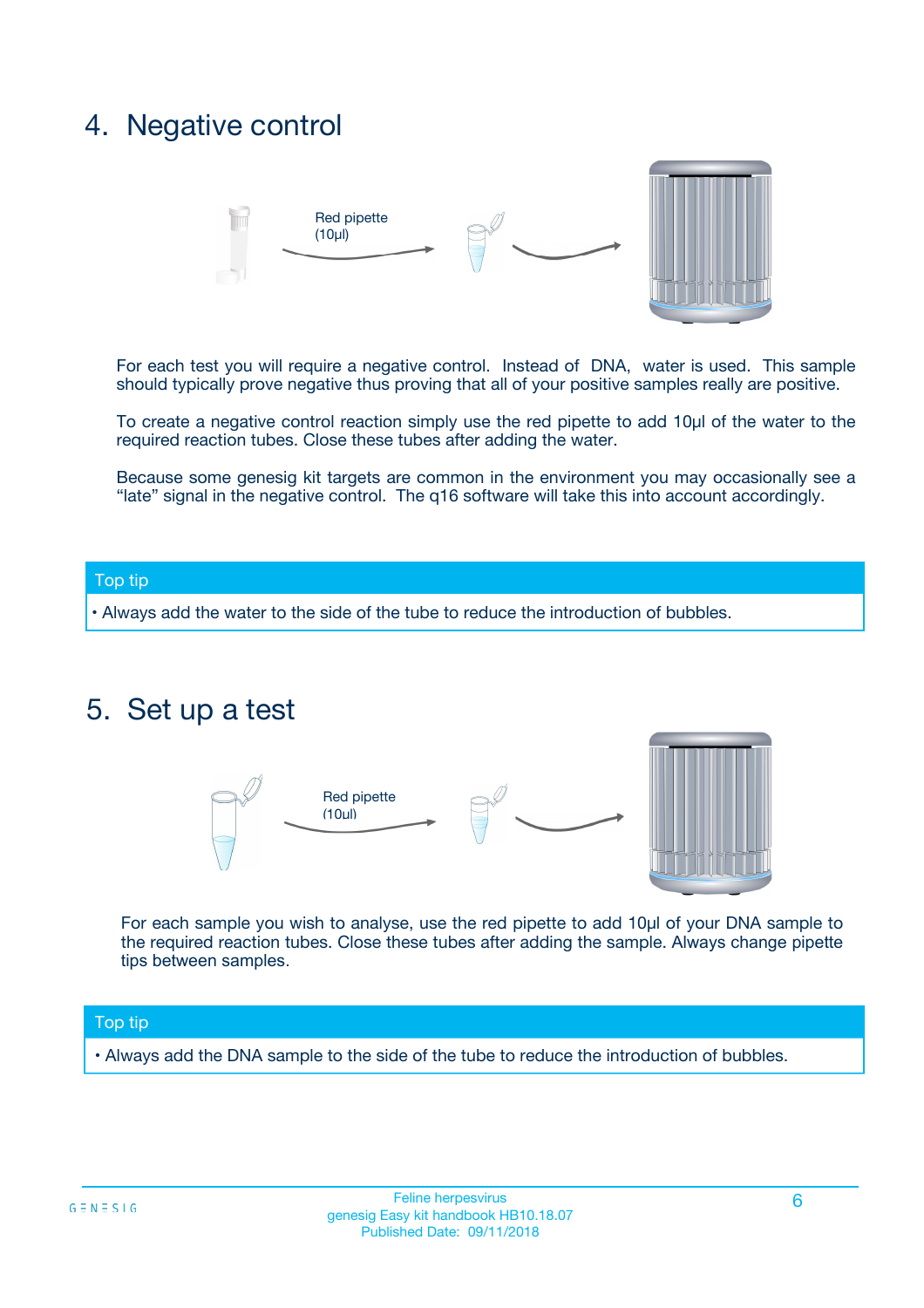## 4. Negative control

Red pipette (10µl)

For each test you will require a negative control. Instead of DNA, water is used. This sample should typically prove negative thus proving that all of your positive samples really are positive.

To create a negative control reaction simply use the red pipette to add 10µl of the water to the required reaction tubes. Close these tubes after adding the water.

Because some genesig kit targets are common in the environment you may occasionally see a "late" signal in the negative control. The q16 software will take this into account accordingly.

**Top tip**

- Always add the water to the side of the tube to reduce the introduction of bubbles.

## 5. Set up a test

Red pipette (10µl)

For each sample you wish to analyse, use the red pipette to add 10µl of your DNA sample to the required reaction tubes. Close these tubes after adding the sample. Always change pipette tips between samples.

**Top tip**

- Always add the DNA sample to the side of the tube to reduce the introduction of bubbles.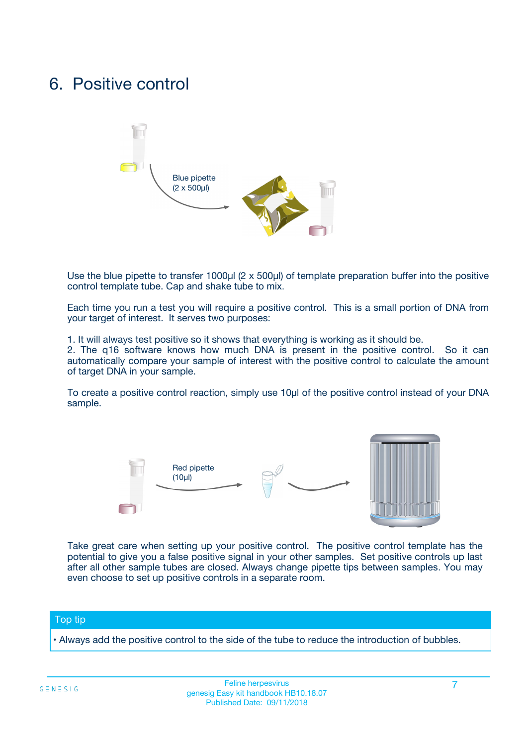# 6. Positive control

Blue pipette
(2 x 500µl)

Use the blue pipette to transfer 1000µl (2 x 500µl) of template preparation buffer into the positive control template tube. Cap and shake tube to mix.

Each time you run a test you will require a positive control. This is a small portion of DNA from your target of interest. It serves two purposes:

1. It will always test positive so it shows that everything is working as it should be.
2. The q16 software knows how much DNA is present in the positive control. So it can automatically compare your sample of interest with the positive control to calculate the amount of target DNA in your sample.

To create a positive control reaction, simply use 10µl of the positive control instead of your DNA sample.

Red pipette
(10µl)

Take great care when setting up your positive control. The positive control template has the potential to give you a false positive signal in your other samples. Set positive controls up last after all other sample tubes are closed. Always change pipette tips between samples. You may even choose to set up positive controls in a separate room.

**Top tip**

- Always add the positive control to the side of the tube to reduce the introduction of bubbles.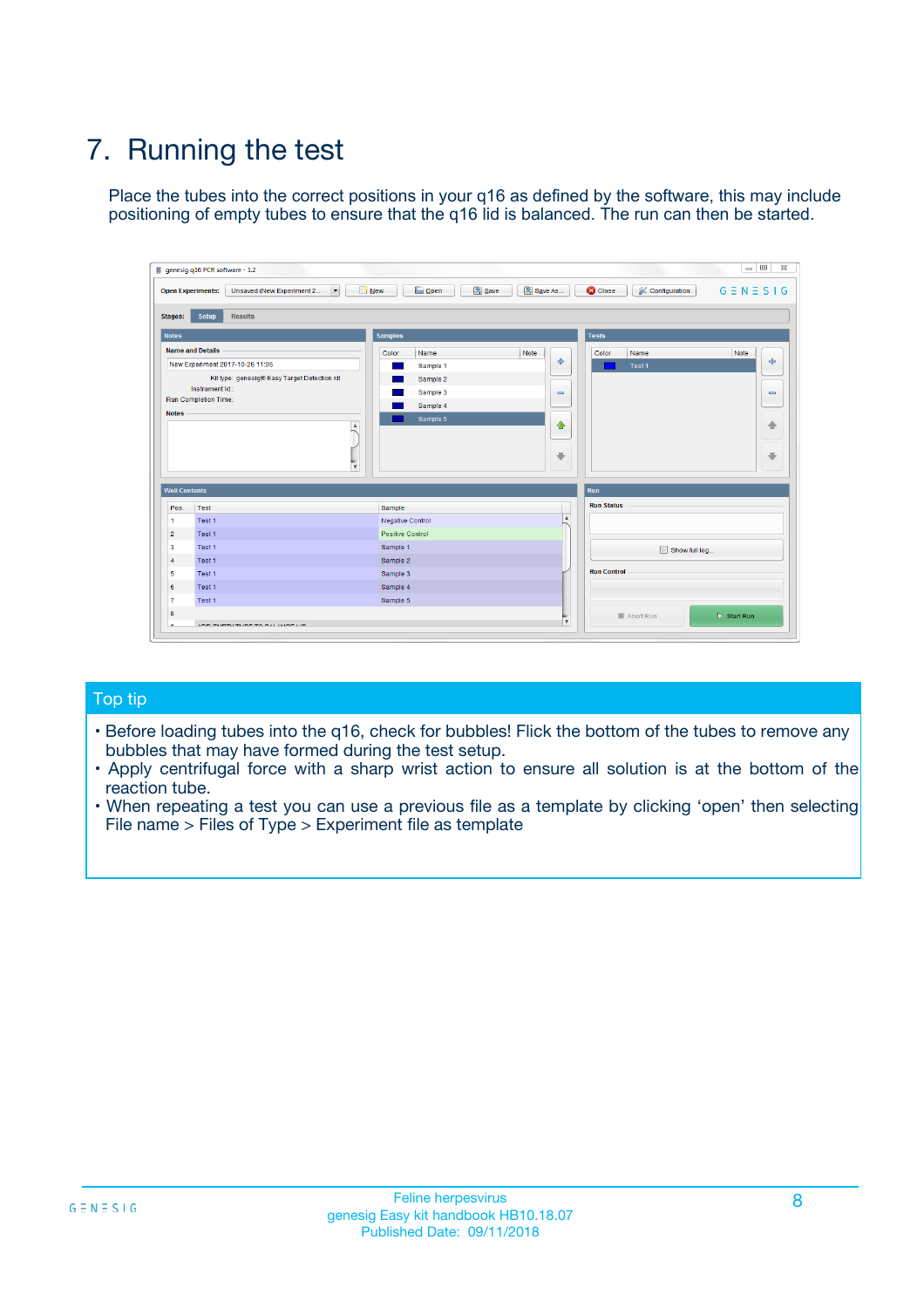# 7. Running the test

Place the tubes into the correct positions in your q16 as defined by the software, this may include positioning of empty tubes to ensure that the q16 lid is balanced. The run can then be started.

## Top tip

- Before loading tubes into the q16, check for bubbles! Flick the bottom of the tubes to remove any bubbles that may have formed during the test setup.
- Apply centrifugal force with a sharp wrist action to ensure all solution is at the bottom of the reaction tube.
- When repeating a test you can use a previous file as a template by clicking 'open' then selecting File name > Files of Type > Experiment file as template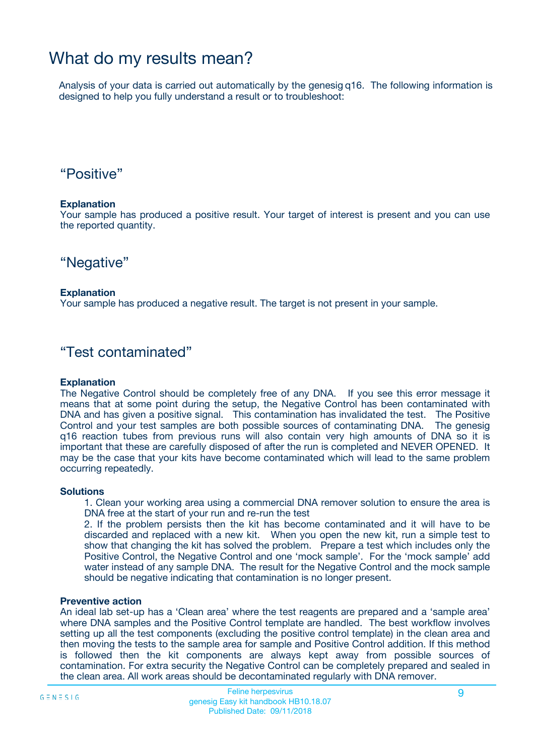# What do my results mean?

Analysis of your data is carried out automatically by the genesig q16. The following information is designed to help you fully understand a result or to troubleshoot:

## “Positive”

**Explanation**
Your sample has produced a positive result. Your target of interest is present and you can use the reported quantity.

## “Negative”

**Explanation**
Your sample has produced a negative result. The target is not present in your sample.

## “Test contaminated”

**Explanation**
The Negative Control should be completely free of any DNA. If you see this error message it means that at some point during the setup, the Negative Control has been contaminated with DNA and has given a positive signal. This contamination has invalidated the test. The Positive Control and your test samples are both possible sources of contaminating DNA. The genesig q16 reaction tubes from previous runs will also contain very high amounts of DNA so it is important that these are carefully disposed of after the run is completed and NEVER OPENED. It may be the case that your kits have become contaminated which will lead to the same problem occurring repeatedly.

**Solutions**

1. Clean your working area using a commercial DNA remover solution to ensure the area is DNA free at the start of your run and re-run the test
2. If the problem persists then the kit has become contaminated and it will have to be discarded and replaced with a new kit. When you open the new kit, run a simple test to show that changing the kit has solved the problem. Prepare a test which includes only the Positive Control, the Negative Control and one ‘mock sample’. For the ‘mock sample’ add water instead of any sample DNA. The result for the Negative Control and the mock sample should be negative indicating that contamination is no longer present.

**Preventive action**
An ideal lab set-up has a ‘Clean area’ where the test reagents are prepared and a ‘sample area’ where DNA samples and the Positive Control template are handled. The best workflow involves setting up all the test components (excluding the positive control template) in the clean area and then moving the tests to the sample area for sample and Positive Control addition. If this method is followed then the kit components are always kept away from possible sources of contamination. For extra security the Negative Control can be completely prepared and sealed in the clean area. All work areas should be decontaminated regularly with DNA remover.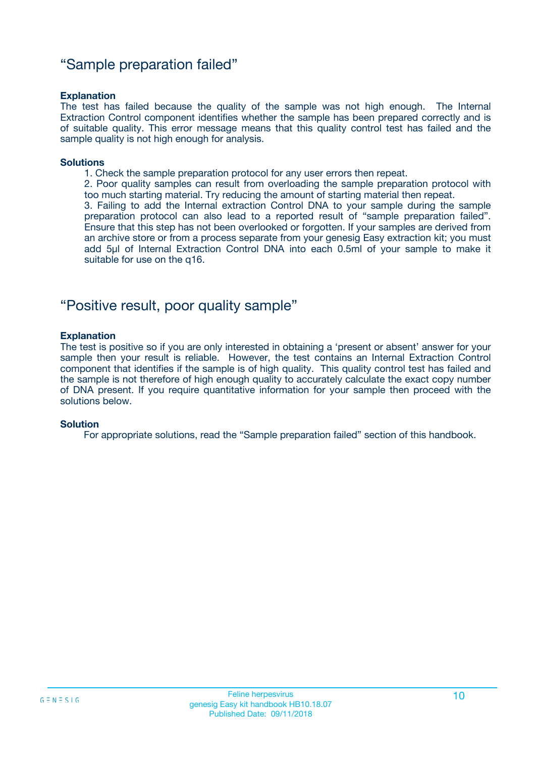## “Sample preparation failed”

**Explanation**

The test has failed because the quality of the sample was not high enough. The Internal Extraction Control component identifies whether the sample has been prepared correctly and is of suitable quality. This error message means that this quality control test has failed and the sample quality is not high enough for analysis.

**Solutions**

1. Check the sample preparation protocol for any user errors then repeat.
2. Poor quality samples can result from overloading the sample preparation protocol with too much starting material. Try reducing the amount of starting material then repeat.
3. Failing to add the Internal extraction Control DNA to your sample during the sample preparation protocol can also lead to a reported result of “sample preparation failed”. Ensure that this step has not been overlooked or forgotten. If your samples are derived from an archive store or from a process separate from your genesig Easy extraction kit; you must add 5µl of Internal Extraction Control DNA into each 0.5ml of your sample to make it suitable for use on the q16.

## “Positive result, poor quality sample”

**Explanation**

The test is positive so if you are only interested in obtaining a ‘present or absent’ answer for your sample then your result is reliable. However, the test contains an Internal Extraction Control component that identifies if the sample is of high quality. This quality control test has failed and the sample is not therefore of high enough quality to accurately calculate the exact copy number of DNA present. If you require quantitative information for your sample then proceed with the solutions below.

**Solution**

For appropriate solutions, read the “Sample preparation failed” section of this handbook.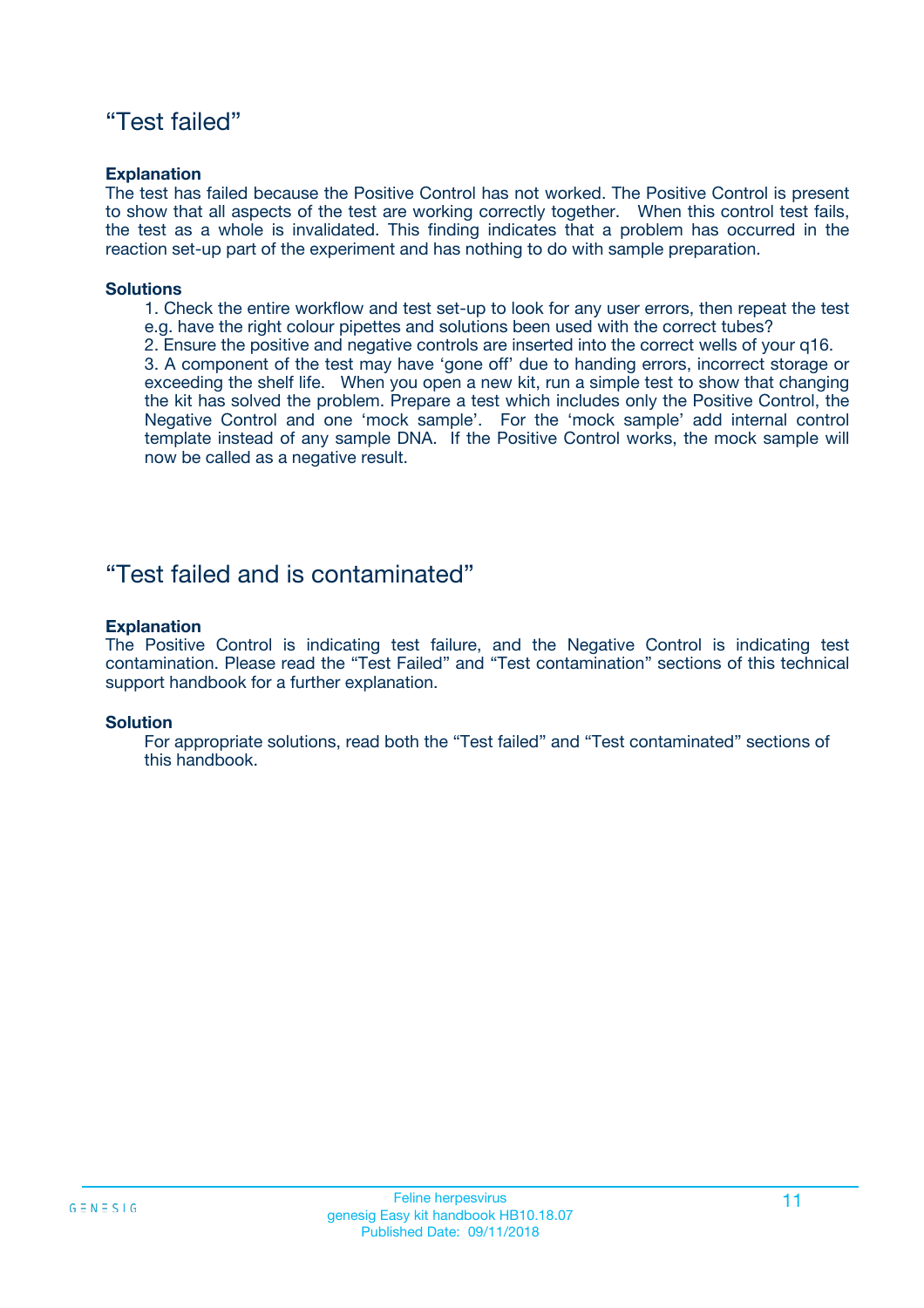## “Test failed”

**Explanation**

The test has failed because the Positive Control has not worked. The Positive Control is present to show that all aspects of the test are working correctly together. When this control test fails, the test as a whole is invalidated. This finding indicates that a problem has occurred in the reaction set-up part of the experiment and has nothing to do with sample preparation.

**Solutions**

1. Check the entire workflow and test set-up to look for any user errors, then repeat the test e.g. have the right colour pipettes and solutions been used with the correct tubes?
2. Ensure the positive and negative controls are inserted into the correct wells of your q16.
3. A component of the test may have ‘gone off’ due to handing errors, incorrect storage or exceeding the shelf life. When you open a new kit, run a simple test to show that changing the kit has solved the problem. Prepare a test which includes only the Positive Control, the Negative Control and one ‘mock sample’. For the ‘mock sample’ add internal control template instead of any sample DNA. If the Positive Control works, the mock sample will now be called as a negative result.

## “Test failed and is contaminated”

**Explanation**

The Positive Control is indicating test failure, and the Negative Control is indicating test contamination. Please read the “Test Failed” and “Test contamination” sections of this technical support handbook for a further explanation.

**Solution**

For appropriate solutions, read both the “Test failed” and “Test contaminated” sections of this handbook.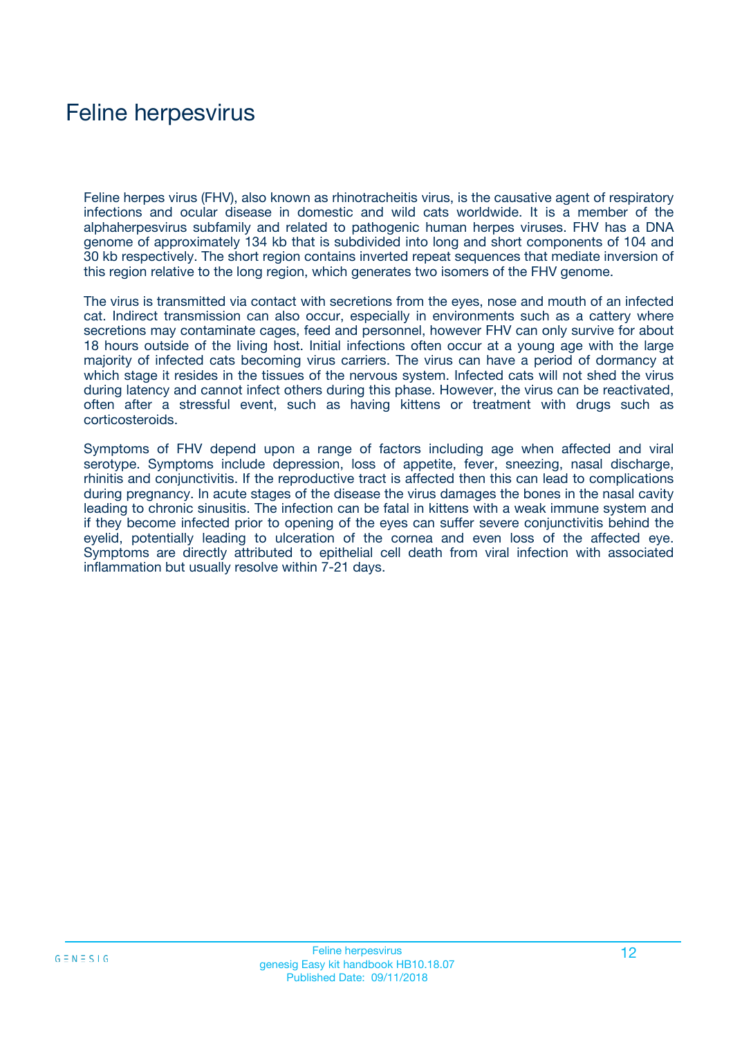# Feline herpesvirus

Feline herpes virus (FHV), also known as rhinotracheitis virus, is the causative agent of respiratory infections and ocular disease in domestic and wild cats worldwide. It is a member of the alphaherpesvirus subfamily and related to pathogenic human herpes viruses. FHV has a DNA genome of approximately 134 kb that is subdivided into long and short components of 104 and 30 kb respectively. The short region contains inverted repeat sequences that mediate inversion of this region relative to the long region, which generates two isomers of the FHV genome.

The virus is transmitted via contact with secretions from the eyes, nose and mouth of an infected cat. Indirect transmission can also occur, especially in environments such as a cattery where secretions may contaminate cages, feed and personnel, however FHV can only survive for about 18 hours outside of the living host. Initial infections often occur at a young age with the large majority of infected cats becoming virus carriers. The virus can have a period of dormancy at which stage it resides in the tissues of the nervous system. Infected cats will not shed the virus during latency and cannot infect others during this phase. However, the virus can be reactivated, often after a stressful event, such as having kittens or treatment with drugs such as corticosteroids.

Symptoms of FHV depend upon a range of factors including age when affected and viral serotype. Symptoms include depression, loss of appetite, fever, sneezing, nasal discharge, rhinitis and conjunctivitis. If the reproductive tract is affected then this can lead to complications during pregnancy. In acute stages of the disease the virus damages the bones in the nasal cavity leading to chronic sinusitis. The infection can be fatal in kittens with a weak immune system and if they become infected prior to opening of the eyes can suffer severe conjunctivitis behind the eyelid, potentially leading to ulceration of the cornea and even loss of the affected eye. Symptoms are directly attributed to epithelial cell death from viral infection with associated inflammation but usually resolve within 7-21 days.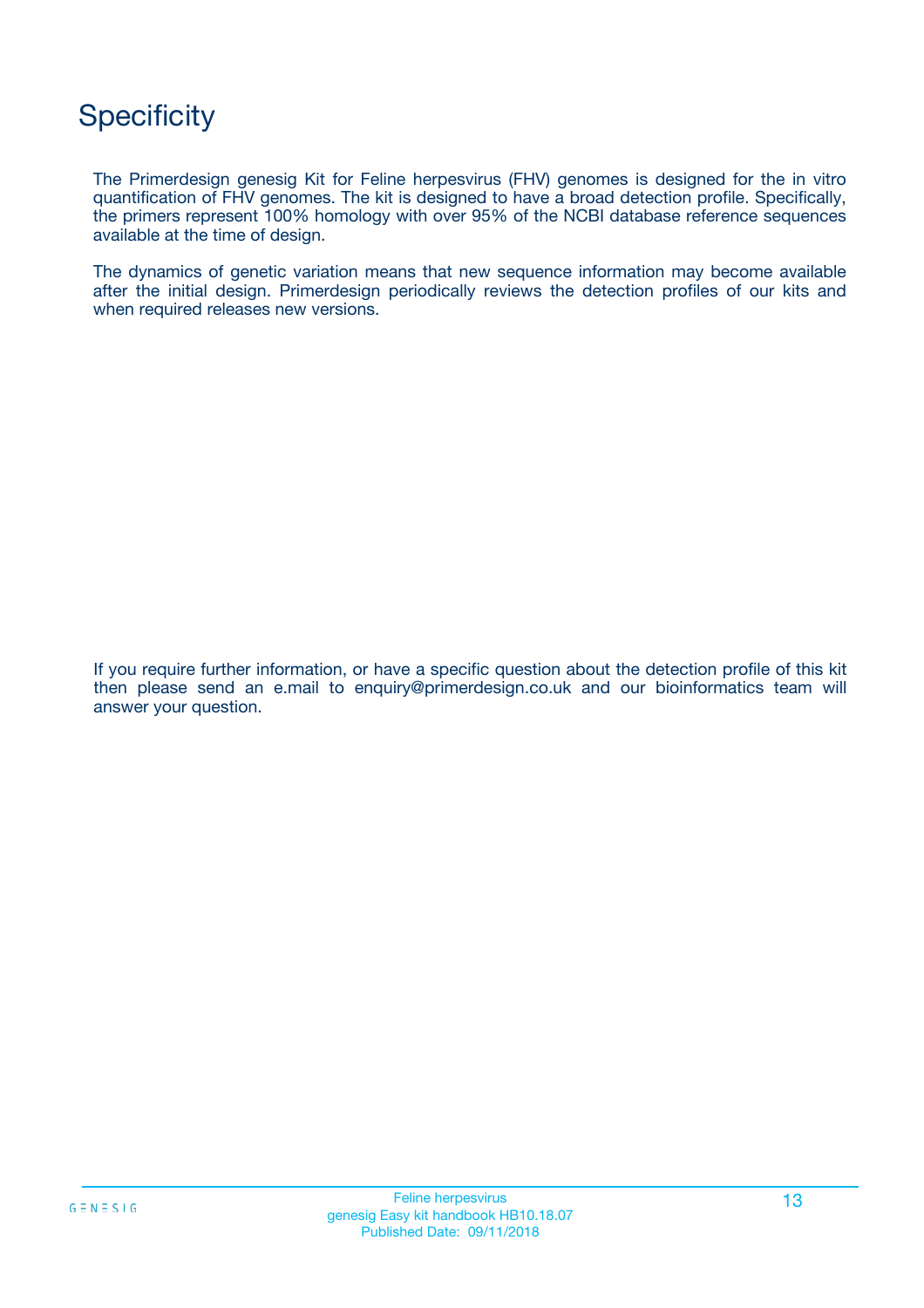# Specificity

The Primerdesign genesig Kit for Feline herpesvirus (FHV) genomes is designed for the in vitro quantification of FHV genomes. The kit is designed to have a broad detection profile. Specifically, the primers represent 100% homology with over 95% of the NCBI database reference sequences available at the time of design.

The dynamics of genetic variation means that new sequence information may become available after the initial design. Primerdesign periodically reviews the detection profiles of our kits and when required releases new versions.

If you require further information, or have a specific question about the detection profile of this kit then please send an e.mail to enquiry@primerdesign.co.uk and our bioinformatics team will answer your question.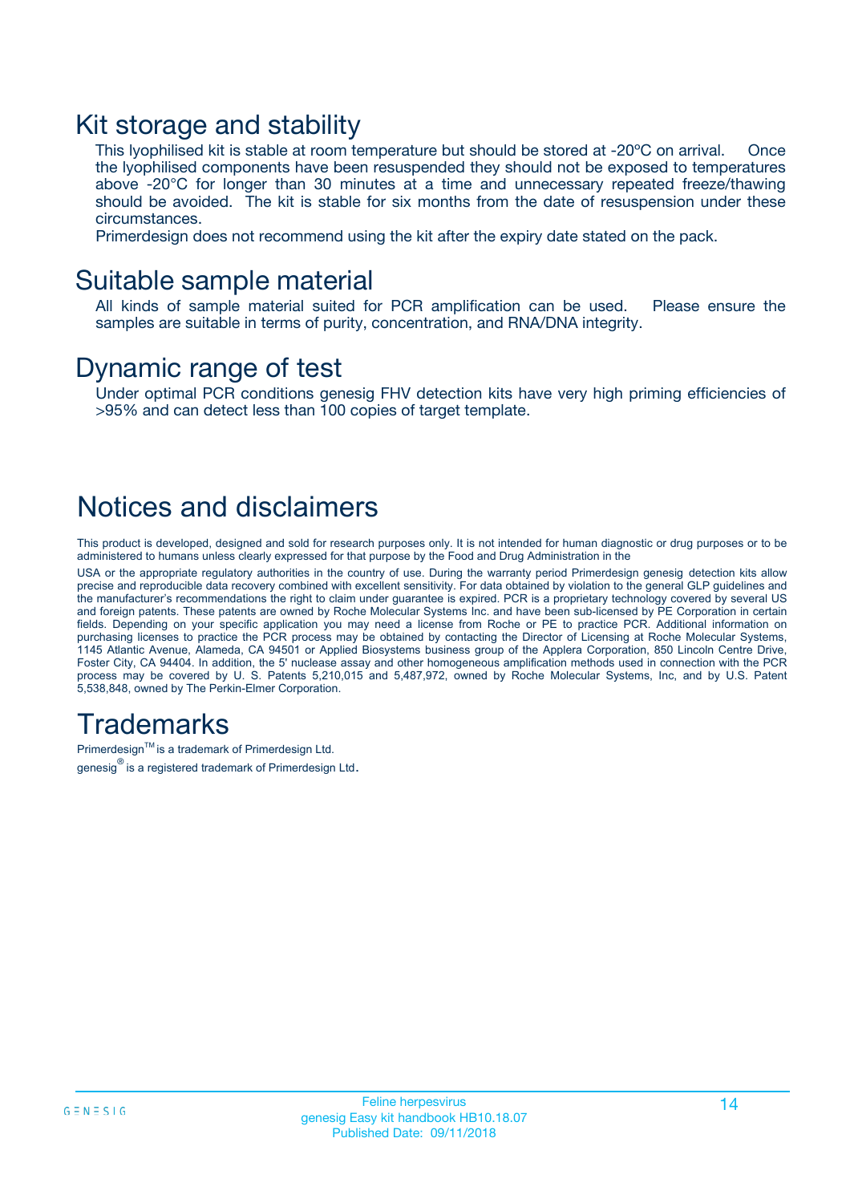## Kit storage and stability

This lyophilised kit is stable at room temperature but should be stored at -20ºC on arrival. Once the lyophilised components have been resuspended they should not be exposed to temperatures above -20°C for longer than 30 minutes at a time and unnecessary repeated freeze/thawing should be avoided. The kit is stable for six months from the date of resuspension under these circumstances.

Primerdesign does not recommend using the kit after the expiry date stated on the pack.

## Suitable sample material

All kinds of sample material suited for PCR amplification can be used. Please ensure the samples are suitable in terms of purity, concentration, and RNA/DNA integrity.

## Dynamic range of test

Under optimal PCR conditions genesig FHV detection kits have very high priming efficiencies of >95% and can detect less than 100 copies of target template.

# Notices and disclaimers

This product is developed, designed and sold for research purposes only. It is not intended for human diagnostic or drug purposes or to be administered to humans unless clearly expressed for that purpose by the Food and Drug Administration in the

USA or the appropriate regulatory authorities in the country of use. During the warranty period Primerdesign genesig detection kits allow precise and reproducible data recovery combined with excellent sensitivity. For data obtained by violation to the general GLP guidelines and the manufacturer's recommendations the right to claim under guarantee is expired. PCR is a proprietary technology covered by several US and foreign patents. These patents are owned by Roche Molecular Systems Inc. and have been sub-licensed by PE Corporation in certain fields. Depending on your specific application you may need a license from Roche or PE to practice PCR. Additional information on purchasing licenses to practice the PCR process may be obtained by contacting the Director of Licensing at Roche Molecular Systems, 1145 Atlantic Avenue, Alameda, CA 94501 or Applied Biosystems business group of the Applera Corporation, 850 Lincoln Centre Drive, Foster City, CA 94404. In addition, the 5' nuclease assay and other homogeneous amplification methods used in connection with the PCR process may be covered by U. S. Patents 5,210,015 and 5,487,972, owned by Roche Molecular Systems, Inc, and by U.S. Patent 5,538,848, owned by The Perkin-Elmer Corporation.

# Trademarks

Primerdesign™ is a trademark of Primerdesign Ltd.

genesig® is a registered trademark of Primerdesign Ltd.